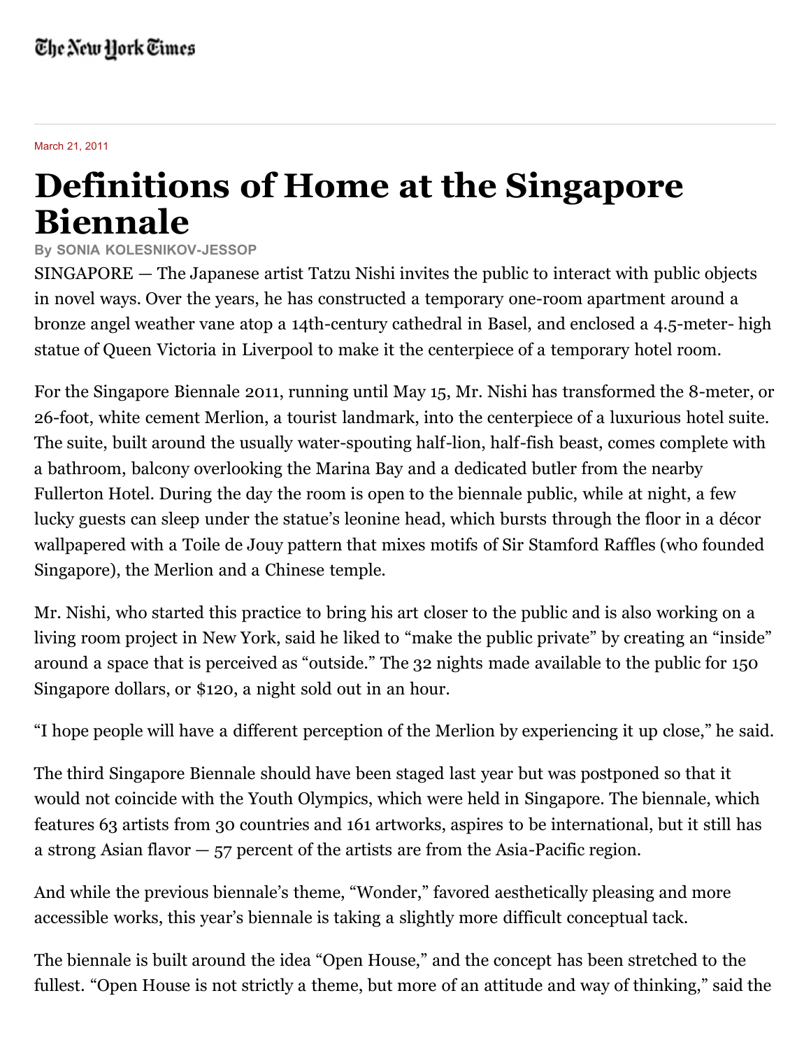The New York Times

March 21, 2011

# Definitions of Home at the Singapore Biennale

By SONIA KOLESNIKOV-JESSOP

SINGAPORE — The Japanese artist Tatzu Nishi invites the public to interact with public objects in novel ways. Over the years, he has constructed a temporary one-room apartment around a bronze angel weather vane atop a 14th-century cathedral in Basel, and enclosed a 4.5-meter- high statue of Queen Victoria in Liverpool to make it the centerpiece of a temporary hotel room.

For the Singapore Biennale 2011, running until May 15, Mr. Nishi has transformed the 8-meter, or 26-foot, white cement Merlion, a tourist landmark, into the centerpiece of a luxurious hotel suite. The suite, built around the usually water-spouting half-lion, half-fish beast, comes complete with a bathroom, balcony overlooking the Marina Bay and a dedicated butler from the nearby Fullerton Hotel. During the day the room is open to the biennale public, while at night, a few lucky guests can sleep under the statue's leonine head, which bursts through the floor in a décor wallpapered with a Toile de Jouy pattern that mixes motifs of Sir Stamford Raffles (who founded Singapore), the Merlion and a Chinese temple.

Mr. Nishi, who started this practice to bring his art closer to the public and is also working on a living room project in New York, said he liked to "make the public private" by creating an "inside" around a space that is perceived as "outside." The 32 nights made available to the public for 150 Singapore dollars, or $120, a night sold out in an hour.

"I hope people will have a different perception of the Merlion by experiencing it up close," he said.

The third Singapore Biennale should have been staged last year but was postponed so that it would not coincide with the Youth Olympics, which were held in Singapore. The biennale, which features 63 artists from 30 countries and 161 artworks, aspires to be international, but it still has a strong Asian flavor — 57 percent of the artists are from the Asia-Pacific region.

And while the previous biennale's theme, "Wonder," favored aesthetically pleasing and more accessible works, this year's biennale is taking a slightly more difficult conceptual tack.

The biennale is built around the idea "Open House," and the concept has been stretched to the fullest. "Open House is not strictly a theme, but more of an attitude and way of thinking," said the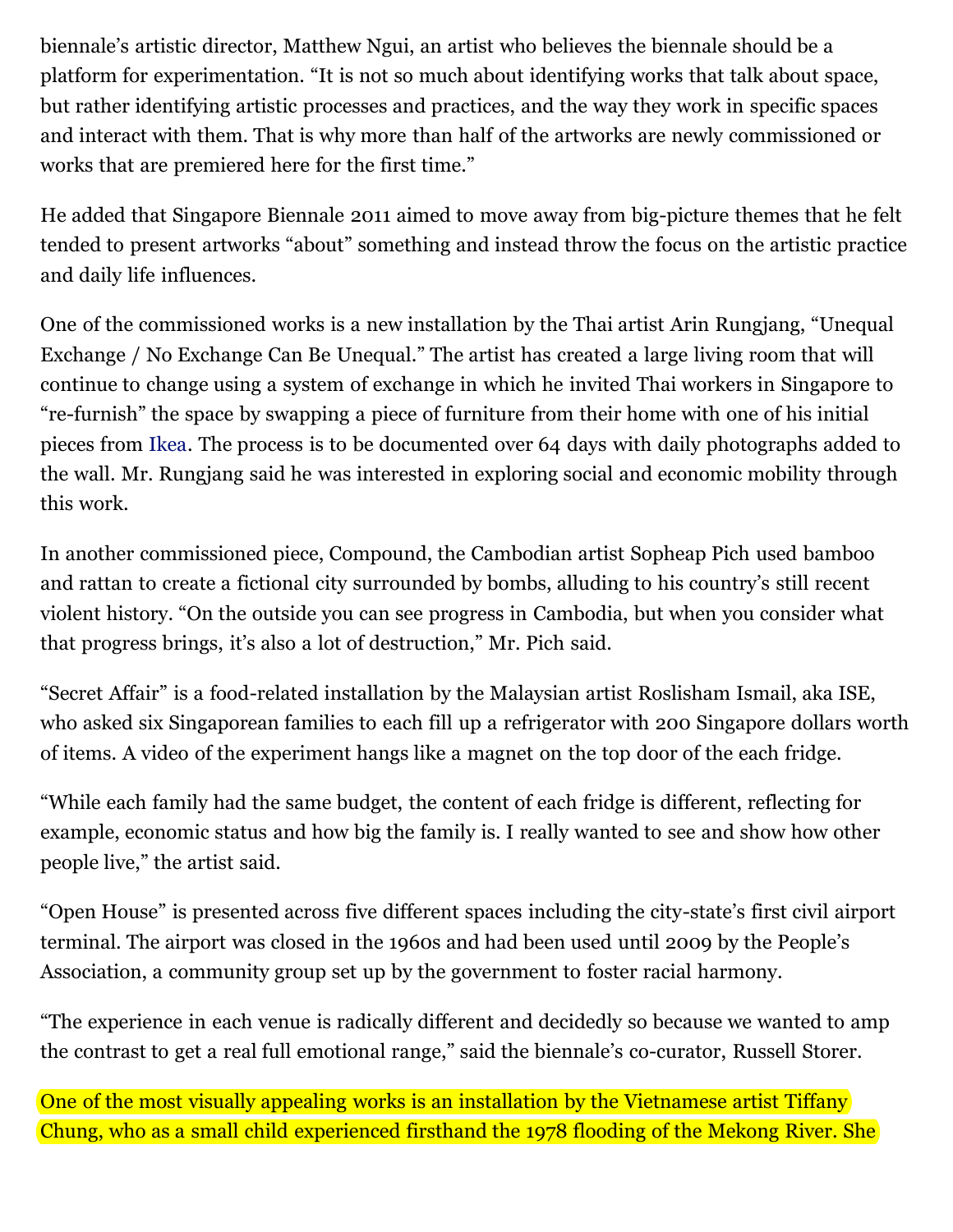biennale's artistic director, Matthew Ngui, an artist who believes the biennale should be a platform for experimentation. "It is not so much about identifying works that talk about space, but rather identifying artistic processes and practices, and the way they work in specific spaces and interact with them. That is why more than half of the artworks are newly commissioned or works that are premiered here for the first time."

He added that Singapore Biennale 2011 aimed to move away from big-picture themes that he felt tended to present artworks "about" something and instead throw the focus on the artistic practice and daily life influences.

One of the commissioned works is a new installation by the Thai artist Arin Rungjang, "Unequal Exchange / No Exchange Can Be Unequal." The artist has created a large living room that will continue to change using a system of exchange in which he invited Thai workers in Singapore to "re-furnish" the space by swapping a piece of furniture from their home with one of his initial pieces from Ikea. The process is to be documented over 64 days with daily photographs added to the wall. Mr. Rungjang said he was interested in exploring social and economic mobility through this work.

In another commissioned piece, Compound, the Cambodian artist Sopheap Pich used bamboo and rattan to create a fictional city surrounded by bombs, alluding to his country's still recent violent history. "On the outside you can see progress in Cambodia, but when you consider what that progress brings, it's also a lot of destruction," Mr. Pich said.

"Secret Affair" is a food-related installation by the Malaysian artist Roslisham Ismail, aka ISE, who asked six Singaporean families to each fill up a refrigerator with 200 Singapore dollars worth of items. A video of the experiment hangs like a magnet on the top door of the each fridge.

"While each family had the same budget, the content of each fridge is different, reflecting for example, economic status and how big the family is. I really wanted to see and show how other people live," the artist said.

"Open House" is presented across five different spaces including the city-state's first civil airport terminal. The airport was closed in the 1960s and had been used until 2009 by the People's Association, a community group set up by the government to foster racial harmony.

"The experience in each venue is radically different and decidedly so because we wanted to amp the contrast to get a real full emotional range," said the biennale's co-curator, Russell Storer.

One of the most visually appealing works is an installation by the Vietnamese artist Tiffany Chung, who as a small child experienced firsthand the 1978 flooding of the Mekong River. She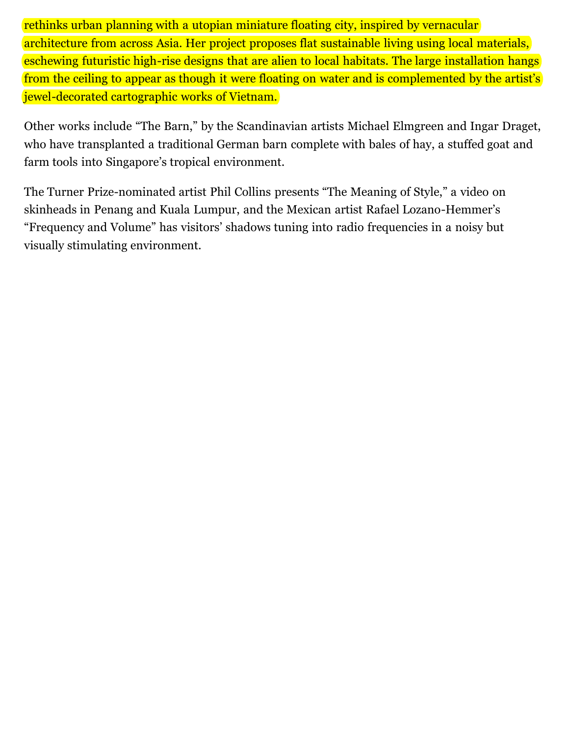rethinks urban planning with a utopian miniature floating city, inspired by vernacular architecture from across Asia. Her project proposes flat sustainable living using local materials, eschewing futuristic high-rise designs that are alien to local habitats. The large installation hangs from the ceiling to appear as though it were floating on water and is complemented by the artist's jewel-decorated cartographic works of Vietnam.

Other works include "The Barn," by the Scandinavian artists Michael Elmgreen and Ingar Draget, who have transplanted a traditional German barn complete with bales of hay, a stuffed goat and farm tools into Singapore's tropical environment.

The Turner Prize-nominated artist Phil Collins presents "The Meaning of Style," a video on skinheads in Penang and Kuala Lumpur, and the Mexican artist Rafael Lozano-Hemmer's "Frequency and Volume" has visitors' shadows tuning into radio frequencies in a noisy but visually stimulating environment.